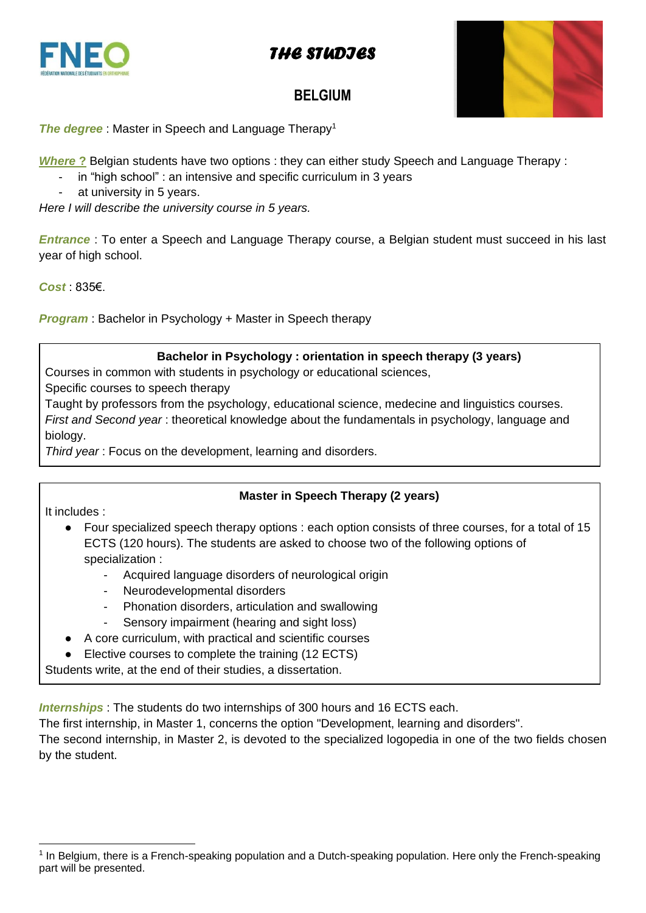# THE STUDIES

## BELGIUM

***The degree*** : Master in Speech and Language Therapy[1]

***Where ?*** Belgian students have two options : they can either study Speech and Language Therapy :

- in "high school" : an intensive and specific curriculum in 3 years
- at university in 5 years.

*Here I will describe the university course in 5 years.*

***Entrance*** : To enter a Speech and Language Therapy course, a Belgian student must succeed in his last year of high school.

***Cost*** : 835€.

***Program*** : Bachelor in Psychology + Master in Speech therapy

**Bachelor in Psychology : orientation in speech therapy (3 years)**

Courses in common with students in psychology or educational sciences,
Specific courses to speech therapy
Taught by professors from the psychology, educational science, medecine and linguistics courses.
*First and Second year* : theoretical knowledge about the fundamentals in psychology, language and biology.
*Third year* : Focus on the development, learning and disorders.

**Master in Speech Therapy (2 years)**

It includes :

- Four specialized speech therapy options : each option consists of three courses, for a total of 15 ECTS (120 hours). The students are asked to choose two of the following options of specialization :
  - Acquired language disorders of neurological origin
  - Neurodevelopmental disorders
  - Phonation disorders, articulation and swallowing
  - Sensory impairment (hearing and sight loss)
- A core curriculum, with practical and scientific courses
- Elective courses to complete the training (12 ECTS)

Students write, at the end of their studies, a dissertation.

***Internships*** : The students do two internships of 300 hours and 16 ECTS each.
The first internship, in Master 1, concerns the option "Development, learning and disorders".
The second internship, in Master 2, is devoted to the specialized logopedia in one of the two fields chosen by the student.

---

[1] In Belgium, there is a French-speaking population and a Dutch-speaking population. Here only the French-speaking part will be presented.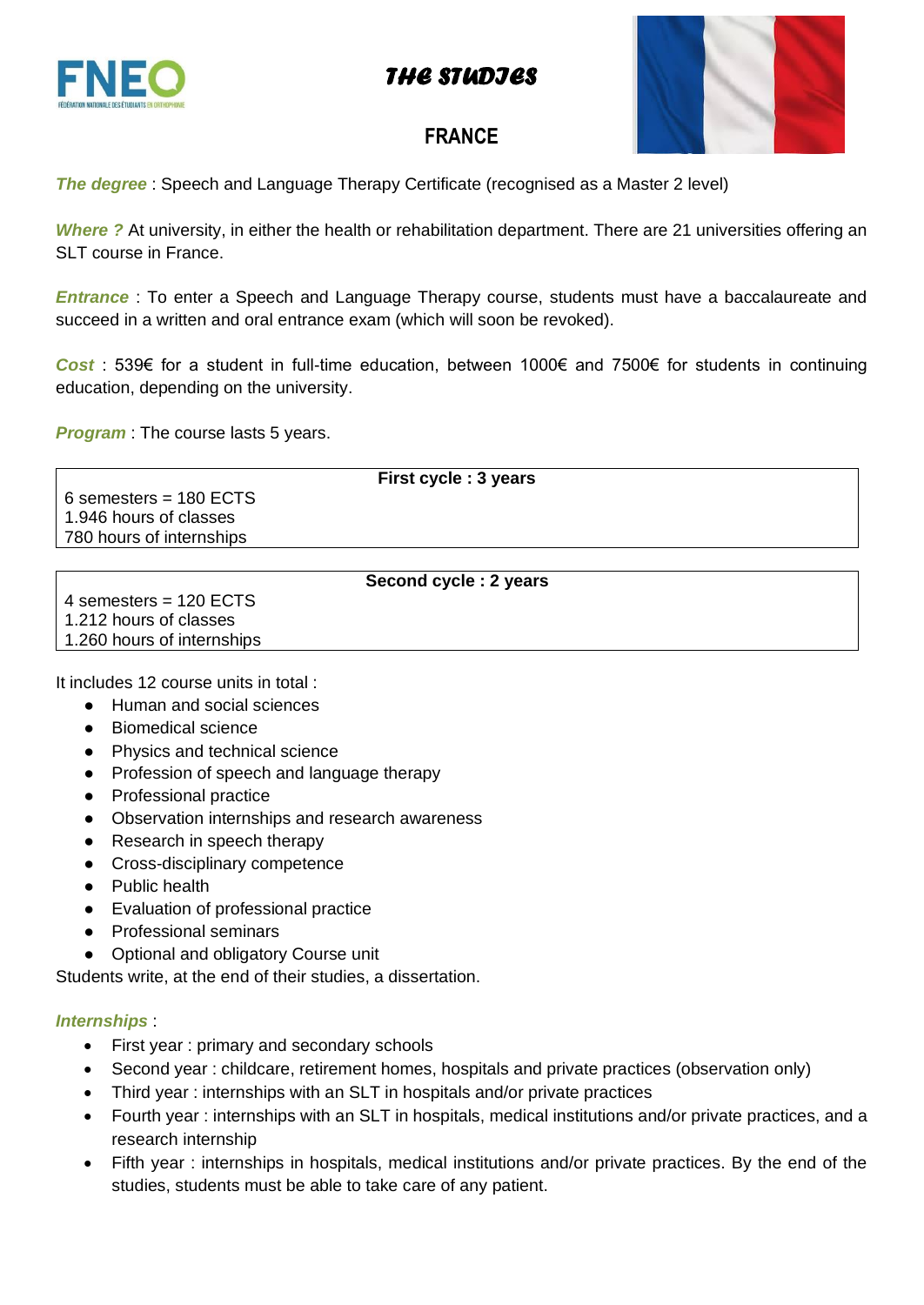# THE STUDIES

## FRANCE

***The degree*** : Speech and Language Therapy Certificate (recognised as a Master 2 level)

***Where ?*** At university, in either the health or rehabilitation department. There are 21 universities offering an SLT course in France.

***Entrance*** : To enter a Speech and Language Therapy course, students must have a baccalaureate and succeed in a written and oral entrance exam (which will soon be revoked).

***Cost*** : 539€ for a student in full-time education, between 1000€ and 7500€ for students in continuing education, depending on the university.

***Program*** : The course lasts 5 years.

| First cycle : 3 years |
|---|
| 6 semesters = 180 ECTS<br>1.946 hours of classes<br>780 hours of internships |

| Second cycle : 2 years |
|---|
| 4 semesters = 120 ECTS<br>1.212 hours of classes<br>1.260 hours of internships |

It includes 12 course units in total :

- Human and social sciences
- Biomedical science
- Physics and technical science
- Profession of speech and language therapy
- Professional practice
- Observation internships and research awareness
- Research in speech therapy
- Cross-disciplinary competence
- Public health
- Evaluation of professional practice
- Professional seminars
- Optional and obligatory Course unit

Students write, at the end of their studies, a dissertation.

***Internships*** :

- First year : primary and secondary schools
- Second year : childcare, retirement homes, hospitals and private practices (observation only)
- Third year : internships with an SLT in hospitals and/or private practices
- Fourth year : internships with an SLT in hospitals, medical institutions and/or private practices, and a research internship
- Fifth year : internships in hospitals, medical institutions and/or private practices. By the end of the studies, students must be able to take care of any patient.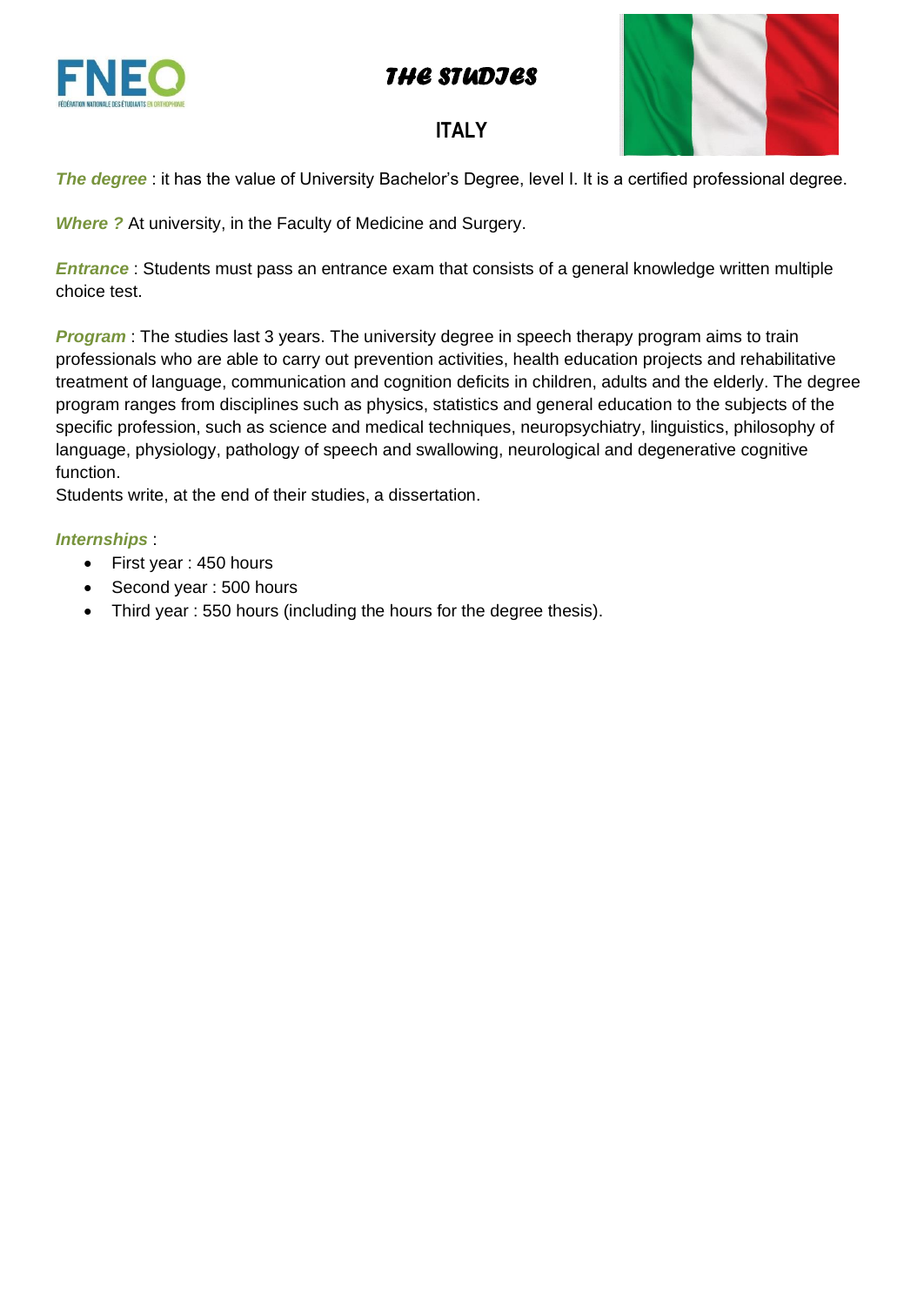# THE STUDIES

## ITALY

***The degree*** : it has the value of University Bachelor's Degree, level I. It is a certified professional degree.

***Where ?*** At university, in the Faculty of Medicine and Surgery.

***Entrance*** : Students must pass an entrance exam that consists of a general knowledge written multiple choice test.

***Program*** : The studies last 3 years. The university degree in speech therapy program aims to train professionals who are able to carry out prevention activities, health education projects and rehabilitative treatment of language, communication and cognition deficits in children, adults and the elderly. The degree program ranges from disciplines such as physics, statistics and general education to the subjects of the specific profession, such as science and medical techniques, neuropsychiatry, linguistics, philosophy of language, physiology, pathology of speech and swallowing, neurological and degenerative cognitive function.
Students write, at the end of their studies, a dissertation.

***Internships*** :

- First year : 450 hours
- Second year : 500 hours
- Third year : 550 hours (including the hours for the degree thesis).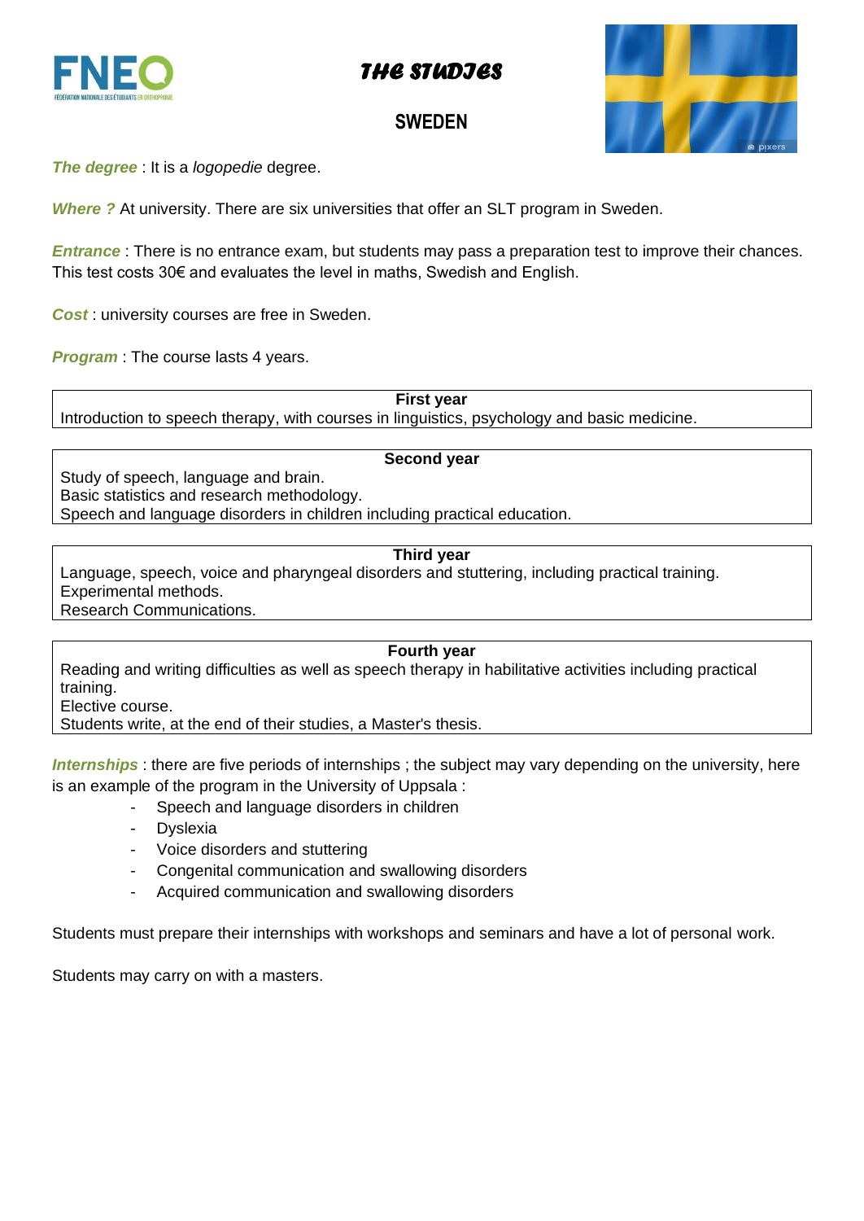# *THE STUDIES*

## SWEDEN

***The degree*** : It is a *logopedie* degree.

***Where ?*** At university. There are six universities that offer an SLT program in Sweden.

***Entrance*** : There is no entrance exam, but students may pass a preparation test to improve their chances. This test costs 30€ and evaluates the level in maths, Swedish and English.

***Cost*** : university courses are free in Sweden.

***Program*** : The course lasts 4 years.

| **First year** |
|---|
| Introduction to speech therapy, with courses in linguistics, psychology and basic medicine. |

| **Second year** |
|---|
| Study of speech, language and brain.<br>Basic statistics and research methodology.<br>Speech and language disorders in children including practical education. |

| **Third year** |
|---|
| Language, speech, voice and pharyngeal disorders and stuttering, including practical training.<br>Experimental methods.<br>Research Communications. |

| **Fourth year** |
|---|
| Reading and writing difficulties as well as speech therapy in habilitative activities including practical training.<br>Elective course.<br>Students write, at the end of their studies, a Master's thesis. |

***Internships*** : there are five periods of internships ; the subject may vary depending on the university, here is an example of the program in the University of Uppsala :

- Speech and language disorders in children
- Dyslexia
- Voice disorders and stuttering
- Congenital communication and swallowing disorders
- Acquired communication and swallowing disorders

Students must prepare their internships with workshops and seminars and have a lot of personal work.

Students may carry on with a masters.